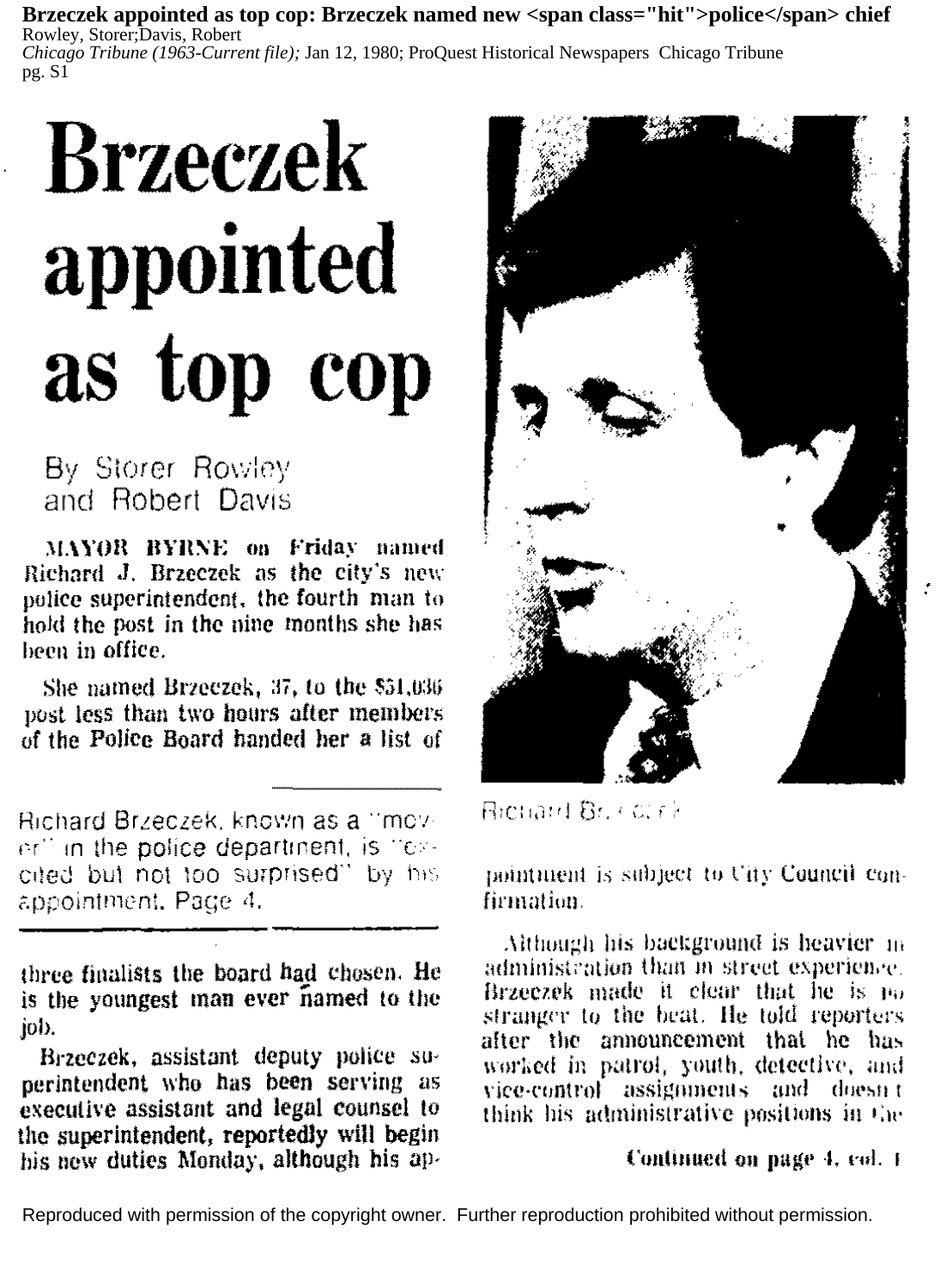# Brzeczek appointed as top cop

By Storer Rowley and Robert Davis

MAYOR BYRNE on Friday named Richard J. Brzeczek as the city's new police superintendent, the fourth man to hold the post in the nine months she has been in office.

She named Brzeczek, 37, to the $51,036 post less than two hours after members of the Police Board handed her a list of three finalists the board had chosen. He is the youngest man ever named to the job.

Richard Brzeczek, known as a "mover" in the police department, is "excited but not too surprised" by his appointment. Page 4.

Brzeczek, assistant deputy police superintendent who has been serving as executive assistant and legal counsel to the superintendent, reportedly will begin his new duties Monday, although his appointment is subject to City Council confirmation.

Richard Brzeczek

Although his background is heavier in administration than in street experience, Brzeczek made it clear that he is no stranger to the beat. He told reporters after the announcement that he has worked in patrol, youth, detective, and vice-control assignments and doesn't think his administrative positions in the

Continued on page 4, col. 1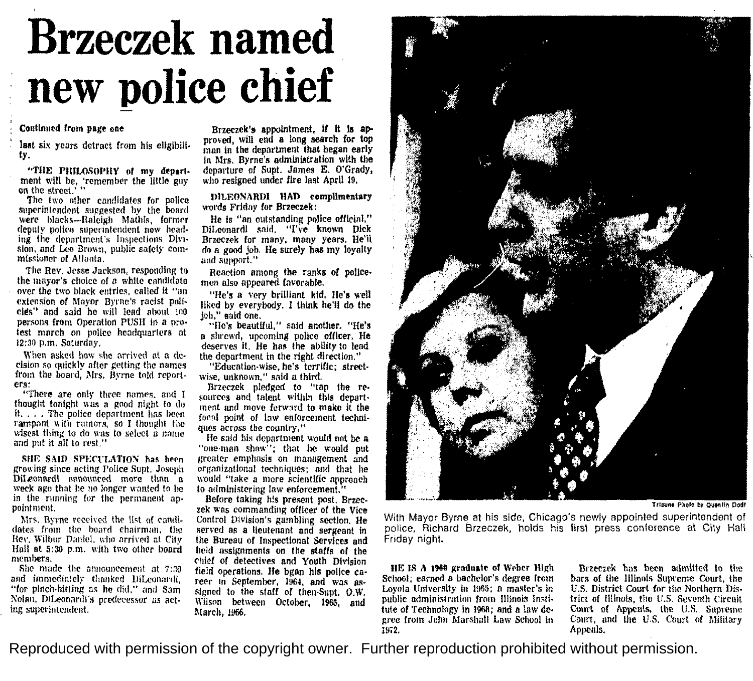# Brzeczek named new police chief

**Continued from page one**

last six years detract from his eligibility.

"THE PHILOSOPHY of my department will be, 'remember the little guy on the street.' "

The two other candidates for police superintendent suggested by the board were blacks—Raleigh Mathis, former deputy police superintendent now heading the department's Inspections Division, and Lee Brown, public safety commissioner of Atlanta.

The Rev. Jesse Jackson, responding to the mayor's choice of a white candidate over the two black entries, called it "an extension of Mayor Byrne's racist policies" and said he will lead about 100 persons from Operation PUSH in a protest march on police headquarters at 12:30 p.m. Saturday.

When asked how she arrived at a decision so quickly after getting the names from the board, Mrs. Byrne told reporters:

"There are only three names, and I thought tonight was a good night to do it. . . . The police department has been rampant with rumors, so I thought the wisest thing to do was to select a name and put it all to rest."

SHE SAID SPECULATION has been growing since acting Police Supt. Joseph DiLeonardi announced more than a week ago that he no longer wanted to be in the running for the permanent appointment.

Mrs. Byrne received the list of candidates from the board chairman, the Rev. Wilbur Daniel, who arrived at City Hall at 5:30 p.m. with two other board members.

She made the announcement at 7:30 and immediately thanked DiLeonardi, "for pinch-hitting as he did," and Sam Nolan, DiLeonardi's predecessor as acting superintendent.

Brzeczek's appointment, if it is approved, will end a long search for top man in the department that began early in Mrs. Byrne's administration with the departure of Supt. James E. O'Grady, who resigned under fire last April 19.

DILEONARDI HAD complimentary words Friday for Brzeczek:

He is "an outstanding police official," DiLeonardi said. "I've known Dick Brzeczek for many, many years. He'll do a good job. He surely has my loyalty and support."

Reaction among the ranks of policemen also appeared favorable.

"He's a very brilliant kid. He's well liked by everybody. I think he'll do the job," said one.

"He's beautiful," said another. "He's a shrewd, upcoming police officer. He deserves it. He has the ability to lead the department in the right direction."

"Education-wise, he's terrific; street-wise, unknown," said a third.

Brzeczek pledged to "tap the resources and talent within this department and move forward to make it the focal point of law enforcement techniques across the country."

He said his department would not be a "one-man show"; that he would put greater emphasis on management and organizational techniques; and that he would "take a more scientific approach to administering law enforcement."

Before taking his present post, Brzeczek was commanding officer of the Vice Control Division's gambling section. He served as a lieutenant and sergeant in the Bureau of Inspectional Services and held assignments on the staffs of the chief of detectives and Youth Division field operations. He bgan his police career in September, 1964, and was assigned to the staff of then-Supt. O.W. Wilson between October, 1965, and March, 1966.

Tribune Photo by Quentin Dodt

With Mayor Byrne at his side, Chicago's newly appointed superintendent of police, Richard Brzeczek, holds his first press conference at City Hall Friday night.

HE IS A 1960 graduate of Weber High School; earned a bachelor's degree from Loyola University in 1965; a master's in public administration from Illinois Institute of Technology in 1968; and a law degree from John Marshall Law School in 1972.

Brzeczek has been admitted to the bars of the Illinois Supreme Court, the U.S. District Court for the Northern District of Illinois, the U.S. Seventh Circuit Court of Appeals, the U.S. Supreme Court, and the U.S. Court of Military Appeals.

Reproduced with permission of the copyright owner. Further reproduction prohibited without permission.